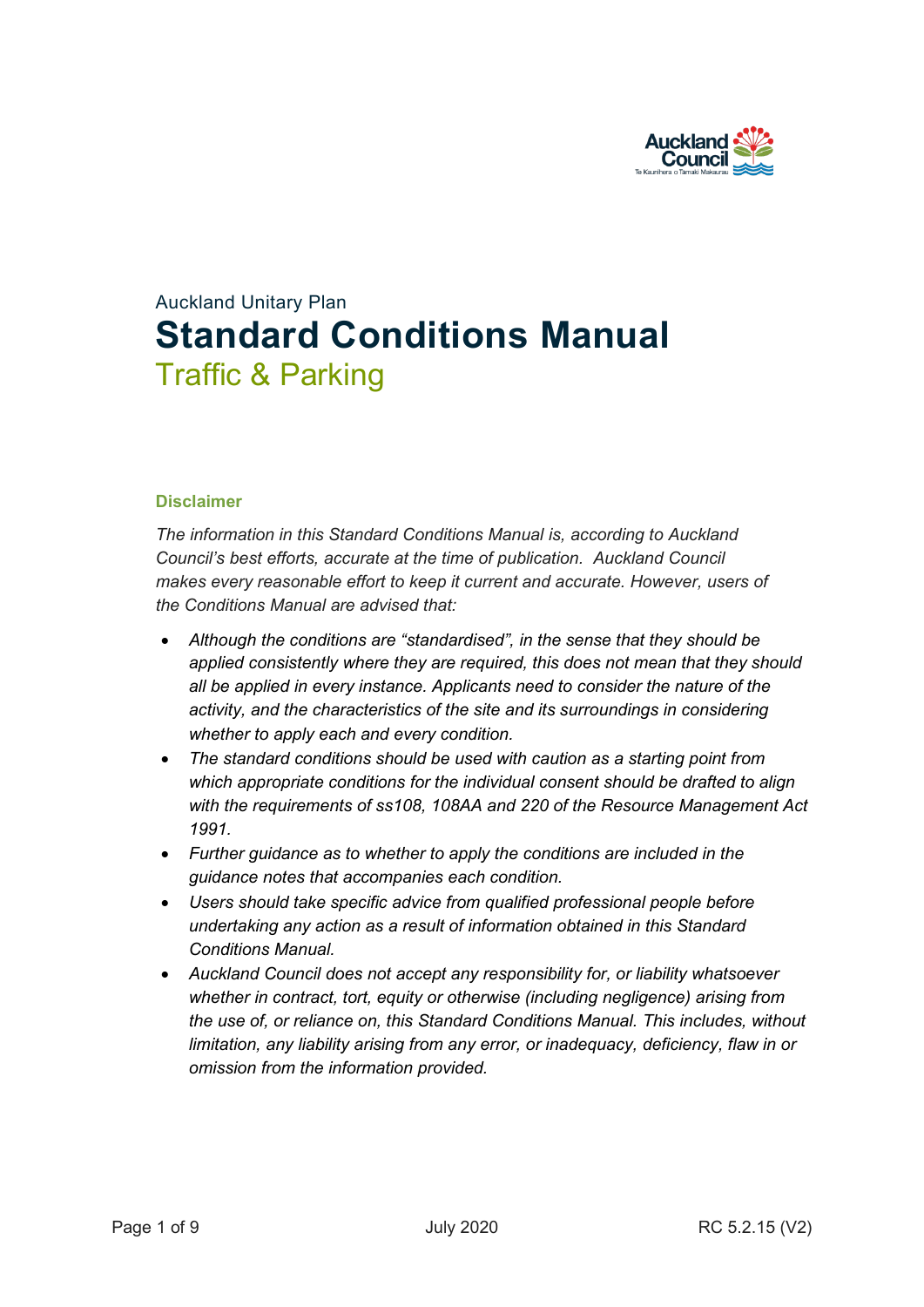Auckland Unitary Plan

# Standard Conditions Manual

## Traffic & Parking

### Disclaimer

*The information in this Standard Conditions Manual is, according to Auckland Council's best efforts, accurate at the time of publication. Auckland Council makes every reasonable effort to keep it current and accurate. However, users of the Conditions Manual are advised that:*

- *Although the conditions are "standardised", in the sense that they should be applied consistently where they are required, this does not mean that they should all be applied in every instance. Applicants need to consider the nature of the activity, and the characteristics of the site and its surroundings in considering whether to apply each and every condition.*
- *The standard conditions should be used with caution as a starting point from which appropriate conditions for the individual consent should be drafted to align with the requirements of ss108, 108AA and 220 of the Resource Management Act 1991.*
- *Further guidance as to whether to apply the conditions are included in the guidance notes that accompanies each condition.*
- *Users should take specific advice from qualified professional people before undertaking any action as a result of information obtained in this Standard Conditions Manual.*
- *Auckland Council does not accept any responsibility for, or liability whatsoever whether in contract, tort, equity or otherwise (including negligence) arising from the use of, or reliance on, this Standard Conditions Manual. This includes, without limitation, any liability arising from any error, or inadequacy, deficiency, flaw in or omission from the information provided.*

July 2020 RC 5.2.15 (V2)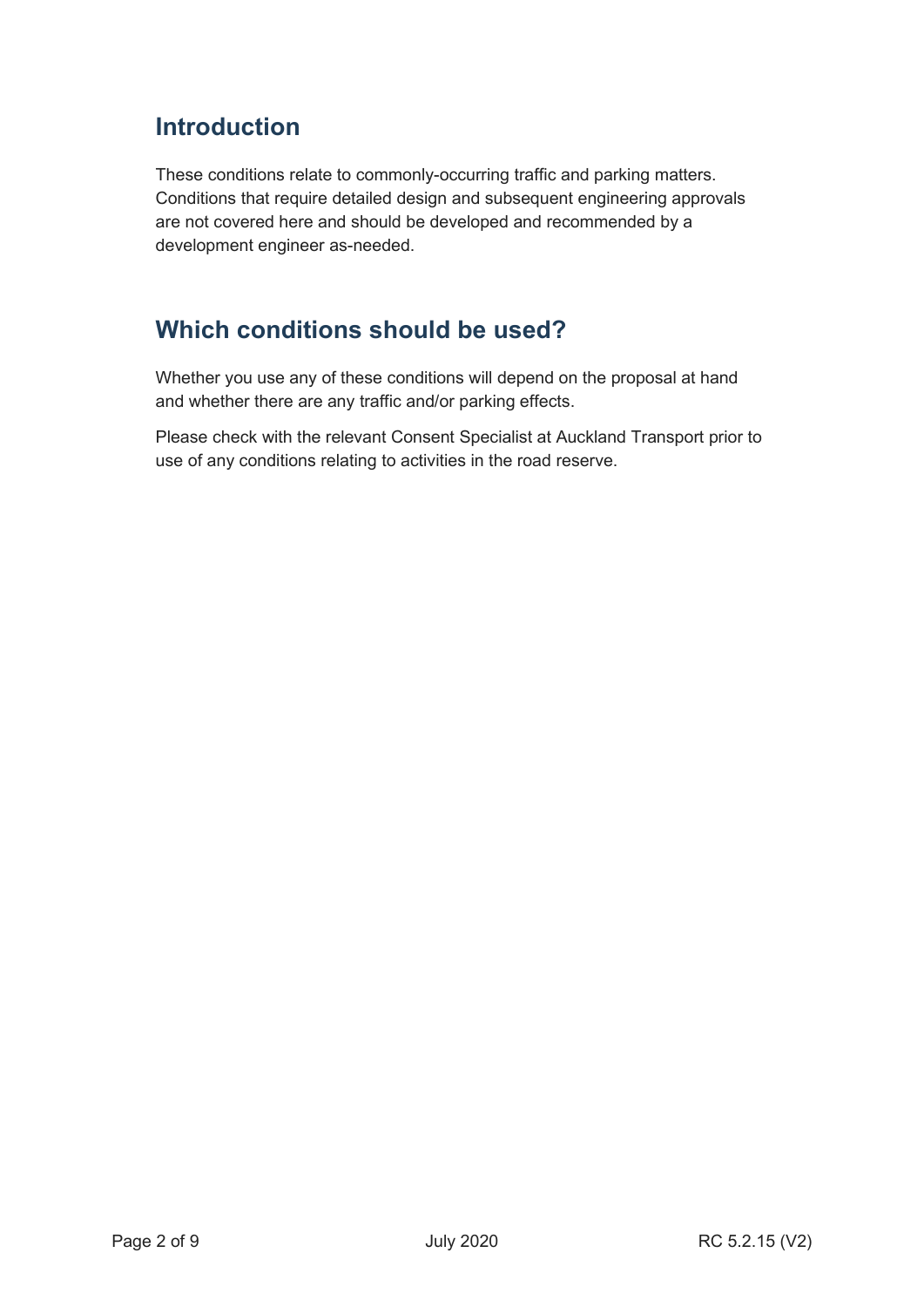## Introduction

These conditions relate to commonly-occurring traffic and parking matters. Conditions that require detailed design and subsequent engineering approvals are not covered here and should be developed and recommended by a development engineer as-needed.

## Which conditions should be used?

Whether you use any of these conditions will depend on the proposal at hand and whether there are any traffic and/or parking effects.

Please check with the relevant Consent Specialist at Auckland Transport prior to use of any conditions relating to activities in the road reserve.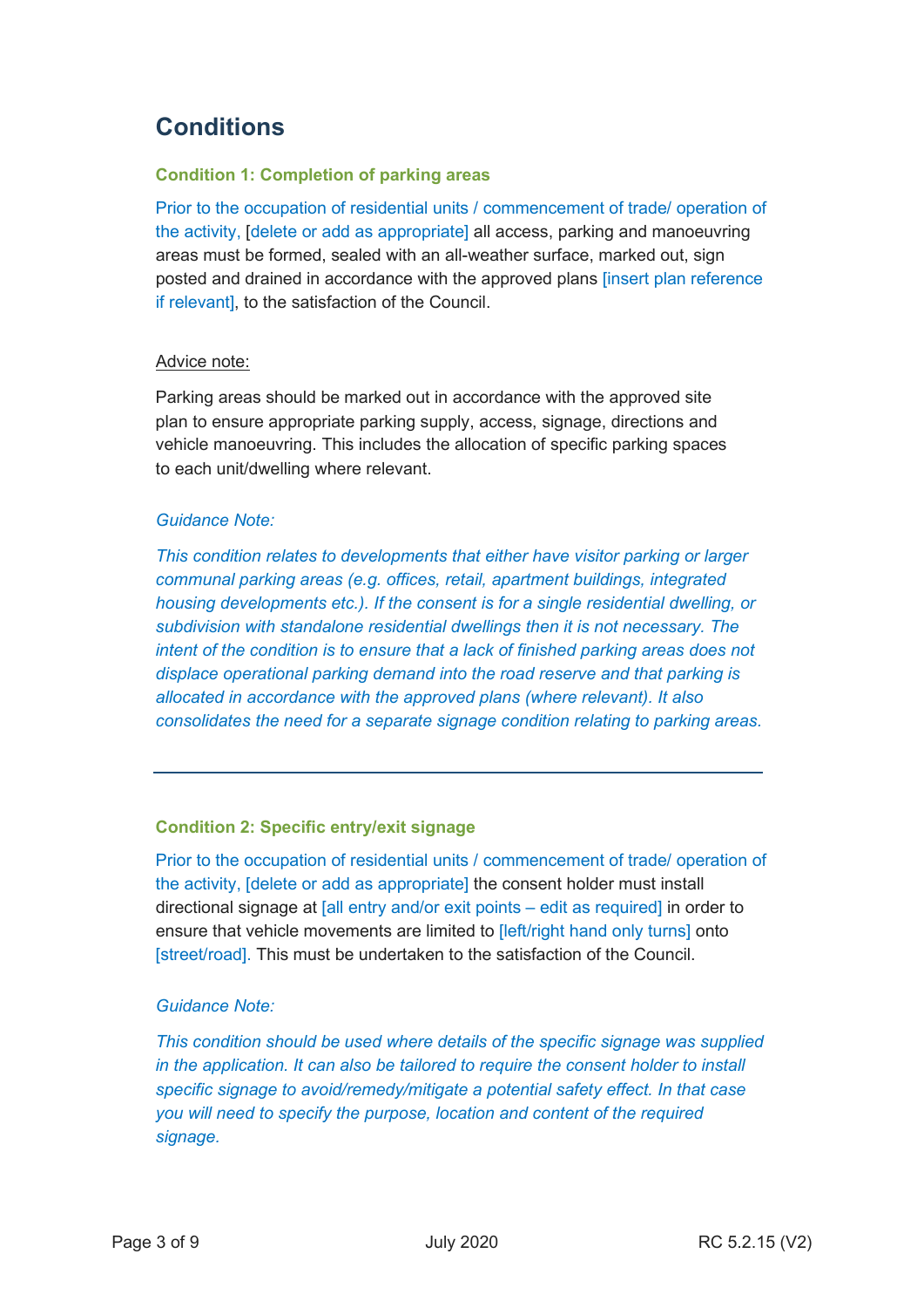## Conditions

### Condition 1: Completion of parking areas

Prior to the occupation of residential units / commencement of trade/ operation of the activity, [delete or add as appropriate] all access, parking and manoeuvring areas must be formed, sealed with an all-weather surface, marked out, sign posted and drained in accordance with the approved plans [insert plan reference if relevant], to the satisfaction of the Council.

Advice note:

Parking areas should be marked out in accordance with the approved site plan to ensure appropriate parking supply, access, signage, directions and vehicle manoeuvring. This includes the allocation of specific parking spaces to each unit/dwelling where relevant.

*Guidance Note:*

*This condition relates to developments that either have visitor parking or larger communal parking areas (e.g. offices, retail, apartment buildings, integrated housing developments etc.). If the consent is for a single residential dwelling, or subdivision with standalone residential dwellings then it is not necessary. The intent of the condition is to ensure that a lack of finished parking areas does not displace operational parking demand into the road reserve and that parking is allocated in accordance with the approved plans (where relevant). It also consolidates the need for a separate signage condition relating to parking areas.*

---

### Condition 2: Specific entry/exit signage

Prior to the occupation of residential units / commencement of trade/ operation of the activity, [delete or add as appropriate] the consent holder must install directional signage at [all entry and/or exit points – edit as required] in order to ensure that vehicle movements are limited to [left/right hand only turns] onto [street/road]. This must be undertaken to the satisfaction of the Council.

*Guidance Note:*

*This condition should be used where details of the specific signage was supplied in the application. It can also be tailored to require the consent holder to install specific signage to avoid/remedy/mitigate a potential safety effect. In that case you will need to specify the purpose, location and content of the required signage.*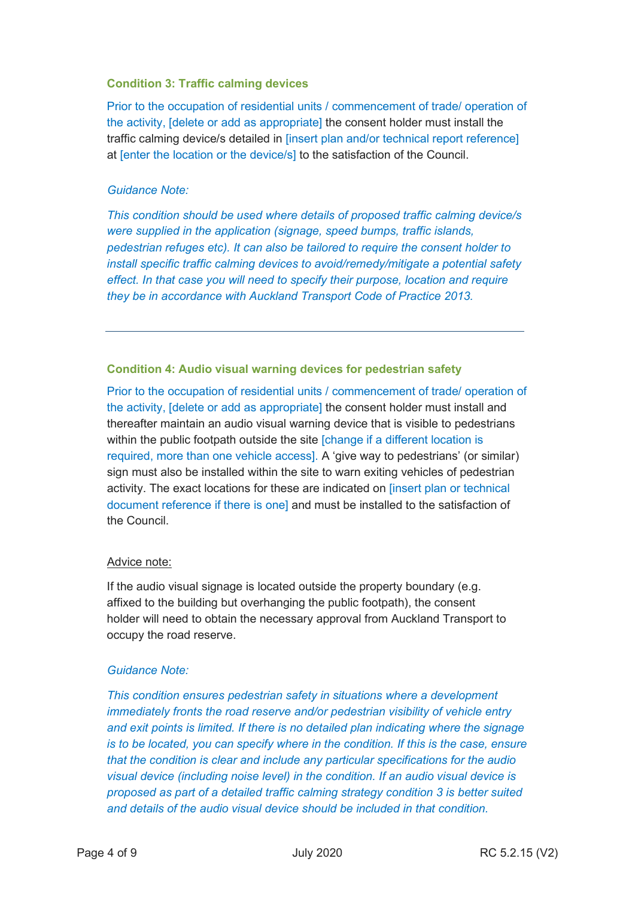### Condition 3: Traffic calming devices

Prior to the occupation of residential units / commencement of trade/ operation of the activity, [delete or add as appropriate] the consent holder must install the traffic calming device/s detailed in [insert plan and/or technical report reference] at [enter the location or the device/s] to the satisfaction of the Council.

*Guidance Note:*

*This condition should be used where details of proposed traffic calming device/s were supplied in the application (signage, speed bumps, traffic islands, pedestrian refuges etc). It can also be tailored to require the consent holder to install specific traffic calming devices to avoid/remedy/mitigate a potential safety effect. In that case you will need to specify their purpose, location and require they be in accordance with Auckland Transport Code of Practice 2013.*

---

### Condition 4: Audio visual warning devices for pedestrian safety

Prior to the occupation of residential units / commencement of trade/ operation of the activity, [delete or add as appropriate] the consent holder must install and thereafter maintain an audio visual warning device that is visible to pedestrians within the public footpath outside the site [change if a different location is required, more than one vehicle access]. A 'give way to pedestrians' (or similar) sign must also be installed within the site to warn exiting vehicles of pedestrian activity. The exact locations for these are indicated on [insert plan or technical document reference if there is one] and must be installed to the satisfaction of the Council.

Advice note:

If the audio visual signage is located outside the property boundary (e.g. affixed to the building but overhanging the public footpath), the consent holder will need to obtain the necessary approval from Auckland Transport to occupy the road reserve.

*Guidance Note:*

*This condition ensures pedestrian safety in situations where a development immediately fronts the road reserve and/or pedestrian visibility of vehicle entry and exit points is limited. If there is no detailed plan indicating where the signage is to be located, you can specify where in the condition. If this is the case, ensure that the condition is clear and include any particular specifications for the audio visual device (including noise level) in the condition. If an audio visual device is proposed as part of a detailed traffic calming strategy condition 3 is better suited and details of the audio visual device should be included in that condition.*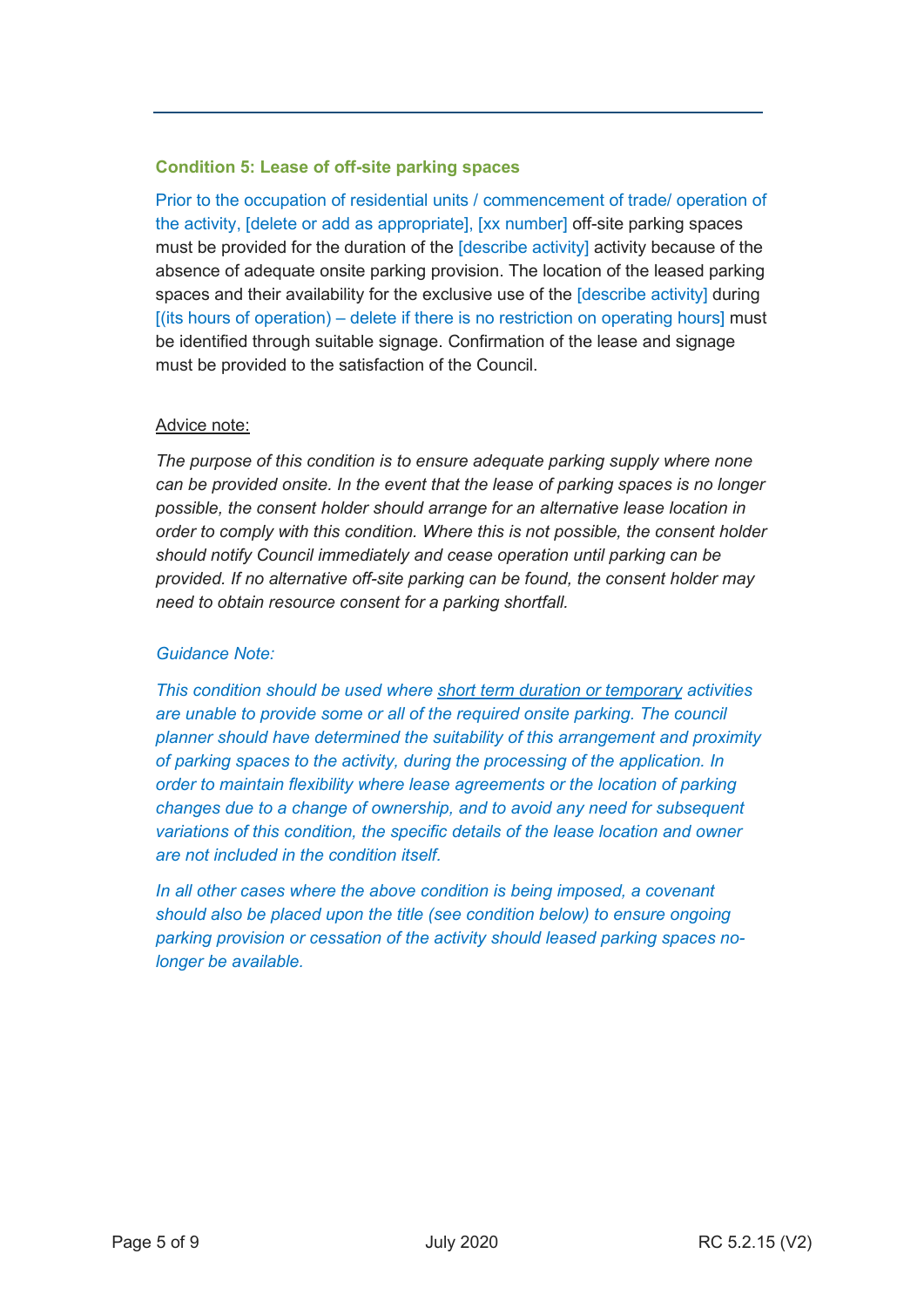### Condition 5: Lease of off-site parking spaces

Prior to the occupation of residential units / commencement of trade/ operation of the activity, [delete or add as appropriate], [xx number] off-site parking spaces must be provided for the duration of the [describe activity] activity because of the absence of adequate onsite parking provision. The location of the leased parking spaces and their availability for the exclusive use of the [describe activity] during [(its hours of operation) – delete if there is no restriction on operating hours] must be identified through suitable signage. Confirmation of the lease and signage must be provided to the satisfaction of the Council.

<u>Advice note:</u>

*The purpose of this condition is to ensure adequate parking supply where none can be provided onsite. In the event that the lease of parking spaces is no longer possible, the consent holder should arrange for an alternative lease location in order to comply with this condition. Where this is not possible, the consent holder should notify Council immediately and cease operation until parking can be provided. If no alternative off-site parking can be found, the consent holder may need to obtain resource consent for a parking shortfall.*

*Guidance Note:*

*This condition should be used where <u>short term duration or temporary</u> activities are unable to provide some or all of the required onsite parking. The council planner should have determined the suitability of this arrangement and proximity of parking spaces to the activity, during the processing of the application. In order to maintain flexibility where lease agreements or the location of parking changes due to a change of ownership, and to avoid any need for subsequent variations of this condition, the specific details of the lease location and owner are not included in the condition itself.*

*In all other cases where the above condition is being imposed, a covenant should also be placed upon the title (see condition below) to ensure ongoing parking provision or cessation of the activity should leased parking spaces no-longer be available.*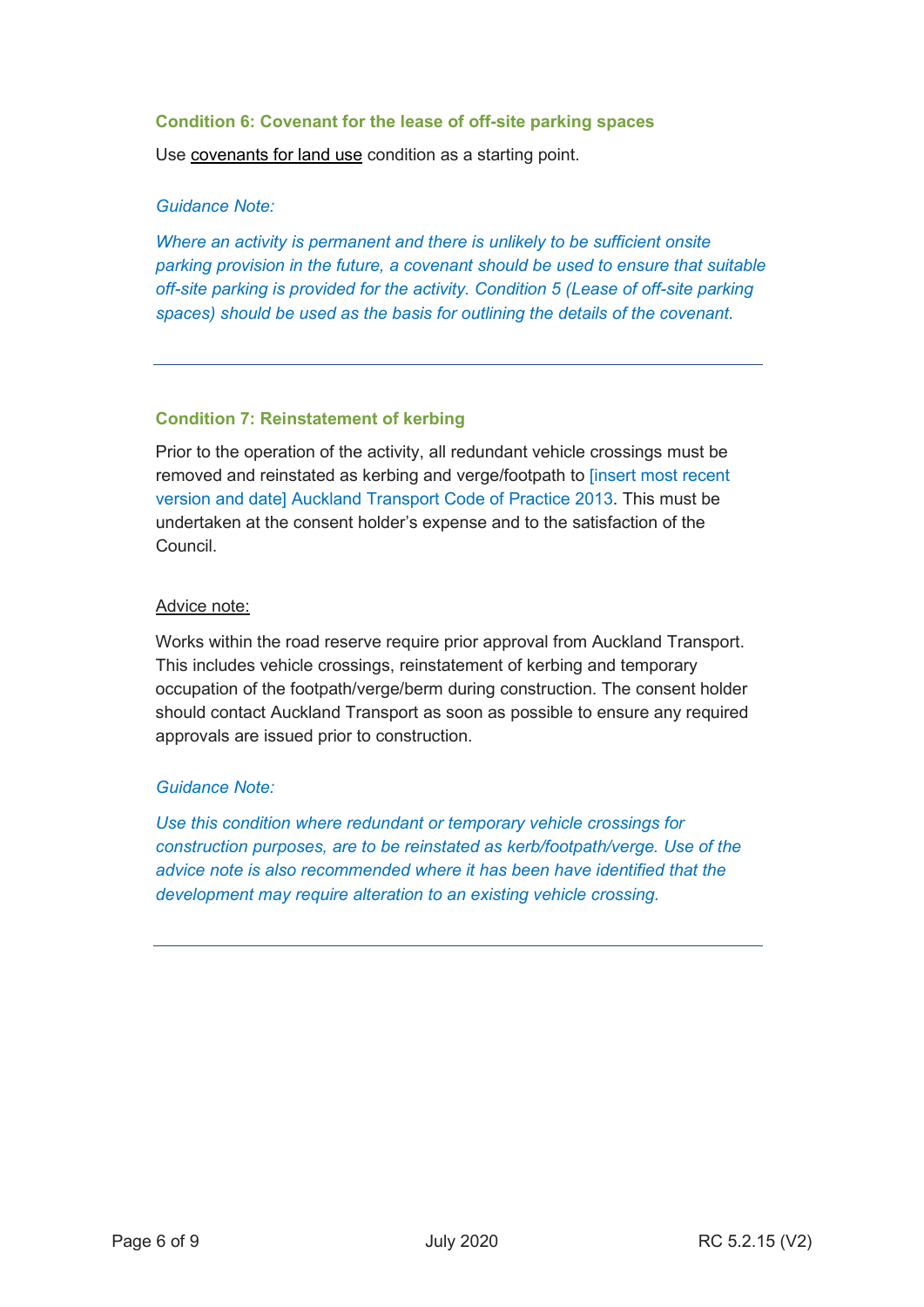### Condition 6: Covenant for the lease of off-site parking spaces

Use covenants for land use condition as a starting point.

*Guidance Note:*

*Where an activity is permanent and there is unlikely to be sufficient onsite parking provision in the future, a covenant should be used to ensure that suitable off-site parking is provided for the activity. Condition 5 (Lease of off-site parking spaces) should be used as the basis for outlining the details of the covenant.*

---

### Condition 7: Reinstatement of kerbing

Prior to the operation of the activity, all redundant vehicle crossings must be removed and reinstated as kerbing and verge/footpath to [insert most recent version and date] Auckland Transport Code of Practice 2013. This must be undertaken at the consent holder's expense and to the satisfaction of the Council.

Advice note:

Works within the road reserve require prior approval from Auckland Transport. This includes vehicle crossings, reinstatement of kerbing and temporary occupation of the footpath/verge/berm during construction. The consent holder should contact Auckland Transport as soon as possible to ensure any required approvals are issued prior to construction.

*Guidance Note:*

*Use this condition where redundant or temporary vehicle crossings for construction purposes, are to be reinstated as kerb/footpath/verge. Use of the advice note is also recommended where it has been have identified that the development may require alteration to an existing vehicle crossing.*

---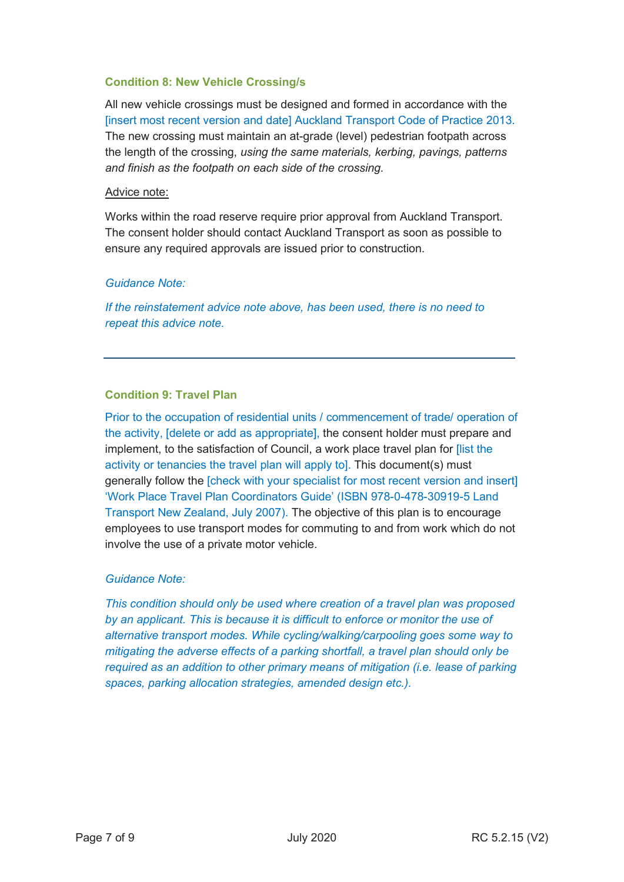### Condition 8: New Vehicle Crossing/s

All new vehicle crossings must be designed and formed in accordance with the [insert most recent version and date] Auckland Transport Code of Practice 2013. The new crossing must maintain an at-grade (level) pedestrian footpath across the length of the crossing, *using the same materials, kerbing, pavings, patterns and finish as the footpath on each side of the crossing.*

Advice note:

Works within the road reserve require prior approval from Auckland Transport. The consent holder should contact Auckland Transport as soon as possible to ensure any required approvals are issued prior to construction.

*Guidance Note:*

*If the reinstatement advice note above, has been used, there is no need to repeat this advice note.*

---

### Condition 9: Travel Plan

Prior to the occupation of residential units / commencement of trade/ operation of the activity, [delete or add as appropriate], the consent holder must prepare and implement, to the satisfaction of Council, a work place travel plan for [list the activity or tenancies the travel plan will apply to]. This document(s) must generally follow the [check with your specialist for most recent version and insert] 'Work Place Travel Plan Coordinators Guide' (ISBN 978-0-478-30919-5 Land Transport New Zealand, July 2007). The objective of this plan is to encourage employees to use transport modes for commuting to and from work which do not involve the use of a private motor vehicle.

*Guidance Note:*

*This condition should only be used where creation of a travel plan was proposed by an applicant. This is because it is difficult to enforce or monitor the use of alternative transport modes. While cycling/walking/carpooling goes some way to mitigating the adverse effects of a parking shortfall, a travel plan should only be required as an addition to other primary means of mitigation (i.e. lease of parking spaces, parking allocation strategies, amended design etc.).*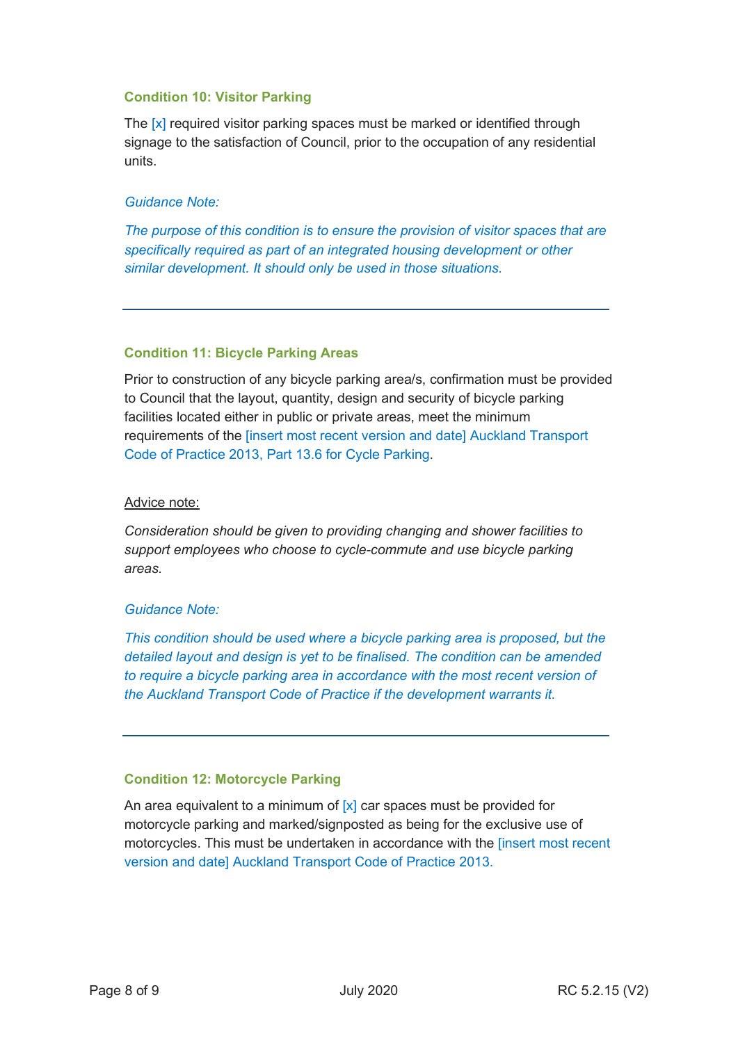### Condition 10: Visitor Parking

The [x] required visitor parking spaces must be marked or identified through signage to the satisfaction of Council, prior to the occupation of any residential units.

*Guidance Note:*

*The purpose of this condition is to ensure the provision of visitor spaces that are specifically required as part of an integrated housing development or other similar development. It should only be used in those situations.*

---

### Condition 11: Bicycle Parking Areas

Prior to construction of any bicycle parking area/s, confirmation must be provided to Council that the layout, quantity, design and security of bicycle parking facilities located either in public or private areas, meet the minimum requirements of the [insert most recent version and date] Auckland Transport Code of Practice 2013, Part 13.6 for Cycle Parking.

Advice note:

*Consideration should be given to providing changing and shower facilities to support employees who choose to cycle-commute and use bicycle parking areas.*

*Guidance Note:*

*This condition should be used where a bicycle parking area is proposed, but the detailed layout and design is yet to be finalised. The condition can be amended to require a bicycle parking area in accordance with the most recent version of the Auckland Transport Code of Practice if the development warrants it.*

---

### Condition 12: Motorcycle Parking

An area equivalent to a minimum of [x] car spaces must be provided for motorcycle parking and marked/signposted as being for the exclusive use of motorcycles. This must be undertaken in accordance with the [insert most recent version and date] Auckland Transport Code of Practice 2013.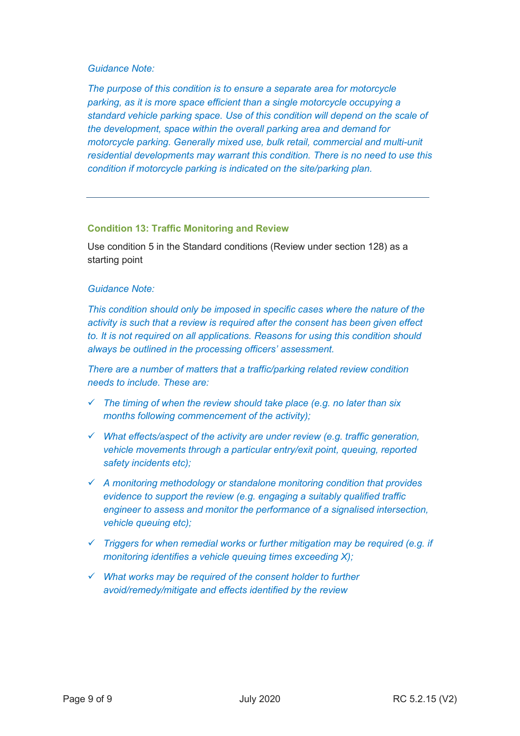*Guidance Note:*

*The purpose of this condition is to ensure a separate area for motorcycle parking, as it is more space efficient than a single motorcycle occupying a standard vehicle parking space. Use of this condition will depend on the scale of the development, space within the overall parking area and demand for motorcycle parking. Generally mixed use, bulk retail, commercial and multi-unit residential developments may warrant this condition. There is no need to use this condition if motorcycle parking is indicated on the site/parking plan.*

---

### Condition 13: Traffic Monitoring and Review

Use condition 5 in the Standard conditions (Review under section 128) as a starting point

*Guidance Note:*

*This condition should only be imposed in specific cases where the nature of the activity is such that a review is required after the consent has been given effect to. It is not required on all applications. Reasons for using this condition should always be outlined in the processing officers' assessment.*

*There are a number of matters that a traffic/parking related review condition needs to include. These are:*

- ✓ *The timing of when the review should take place (e.g. no later than six months following commencement of the activity);*
- ✓ *What effects/aspect of the activity are under review (e.g. traffic generation, vehicle movements through a particular entry/exit point, queuing, reported safety incidents etc);*
- ✓ *A monitoring methodology or standalone monitoring condition that provides evidence to support the review (e.g. engaging a suitably qualified traffic engineer to assess and monitor the performance of a signalised intersection, vehicle queuing etc);*
- ✓ *Triggers for when remedial works or further mitigation may be required (e.g. if monitoring identifies a vehicle queuing times exceeding X);*
- ✓ *What works may be required of the consent holder to further avoid/remedy/mitigate and effects identified by the review*